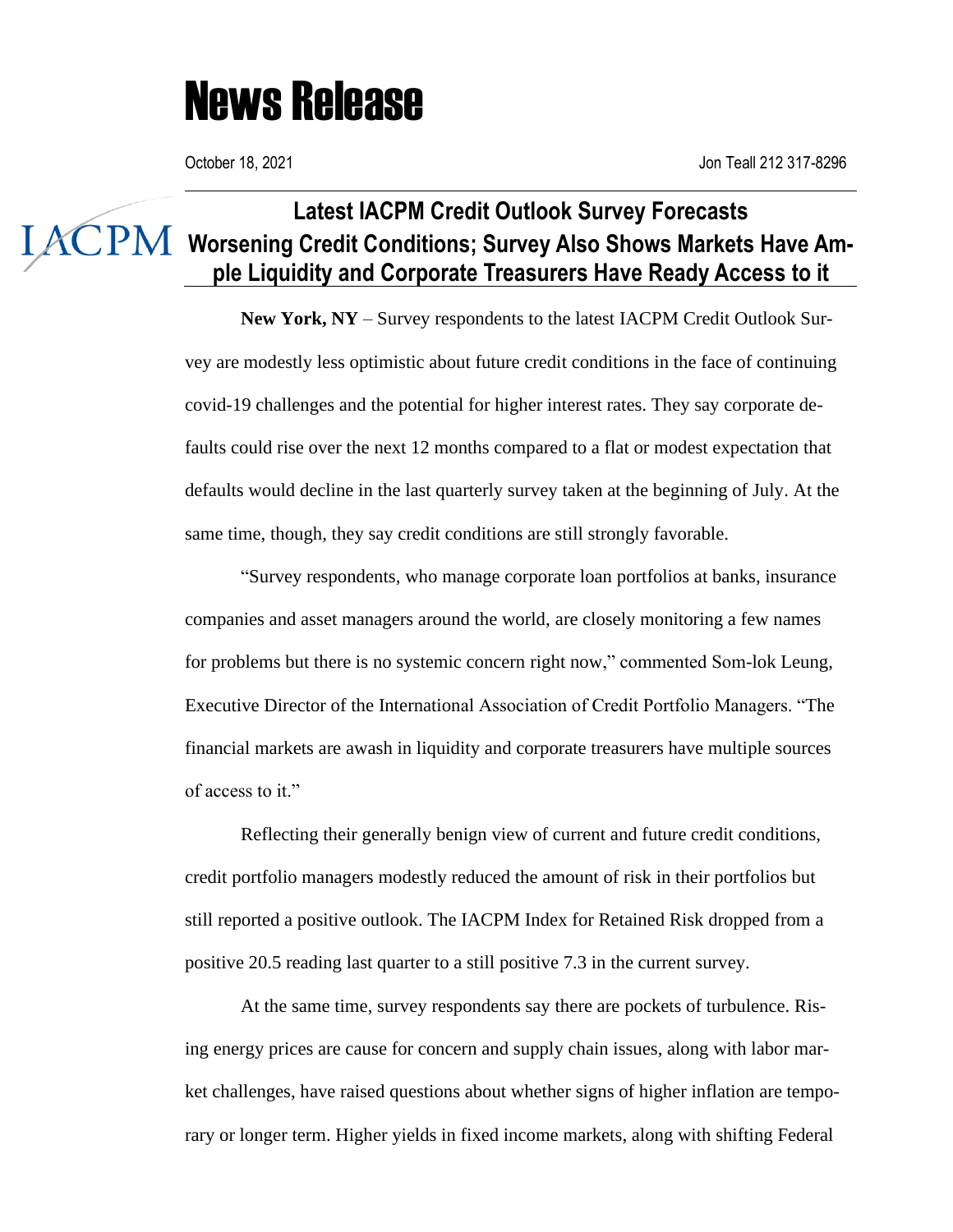# News Release

October 18, 2021 Jon Teall 212 317-8296

IACPM

## Latest IACPM Credit Outlook Survey Forecasts Worsening Credit Conditions; Survey Also Shows Markets Have Ample Liquidity and Corporate Treasurers Have Ready Access to it

**New York, NY** – Survey respondents to the latest IACPM Credit Outlook Survey are modestly less optimistic about future credit conditions in the face of continuing covid-19 challenges and the potential for higher interest rates. They say corporate defaults could rise over the next 12 months compared to a flat or modest expectation that defaults would decline in the last quarterly survey taken at the beginning of July. At the same time, though, they say credit conditions are still strongly favorable.

"Survey respondents, who manage corporate loan portfolios at banks, insurance companies and asset managers around the world, are closely monitoring a few names for problems but there is no systemic concern right now," commented Som-lok Leung, Executive Director of the International Association of Credit Portfolio Managers. "The financial markets are awash in liquidity and corporate treasurers have multiple sources of access to it."

Reflecting their generally benign view of current and future credit conditions, credit portfolio managers modestly reduced the amount of risk in their portfolios but still reported a positive outlook. The IACPM Index for Retained Risk dropped from a positive 20.5 reading last quarter to a still positive 7.3 in the current survey.

At the same time, survey respondents say there are pockets of turbulence. Rising energy prices are cause for concern and supply chain issues, along with labor market challenges, have raised questions about whether signs of higher inflation are temporary or longer term. Higher yields in fixed income markets, along with shifting Federal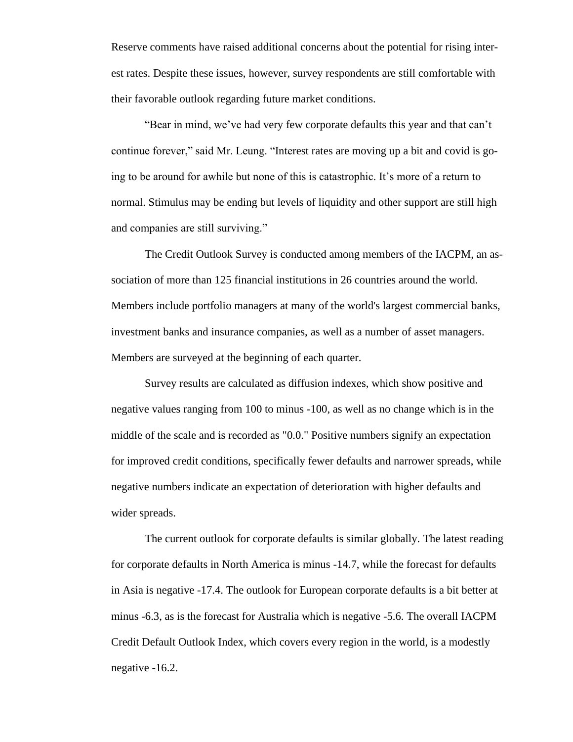Reserve comments have raised additional concerns about the potential for rising interest rates. Despite these issues, however, survey respondents are still comfortable with their favorable outlook regarding future market conditions.

"Bear in mind, we've had very few corporate defaults this year and that can't continue forever," said Mr. Leung. "Interest rates are moving up a bit and covid is going to be around for awhile but none of this is catastrophic. It's more of a return to normal. Stimulus may be ending but levels of liquidity and other support are still high and companies are still surviving."

The Credit Outlook Survey is conducted among members of the IACPM, an association of more than 125 financial institutions in 26 countries around the world. Members include portfolio managers at many of the world's largest commercial banks, investment banks and insurance companies, as well as a number of asset managers. Members are surveyed at the beginning of each quarter.

Survey results are calculated as diffusion indexes, which show positive and negative values ranging from 100 to minus -100, as well as no change which is in the middle of the scale and is recorded as "0.0." Positive numbers signify an expectation for improved credit conditions, specifically fewer defaults and narrower spreads, while negative numbers indicate an expectation of deterioration with higher defaults and wider spreads.

The current outlook for corporate defaults is similar globally. The latest reading for corporate defaults in North America is minus -14.7, while the forecast for defaults in Asia is negative -17.4. The outlook for European corporate defaults is a bit better at minus -6.3, as is the forecast for Australia which is negative -5.6. The overall IACPM Credit Default Outlook Index, which covers every region in the world, is a modestly negative -16.2.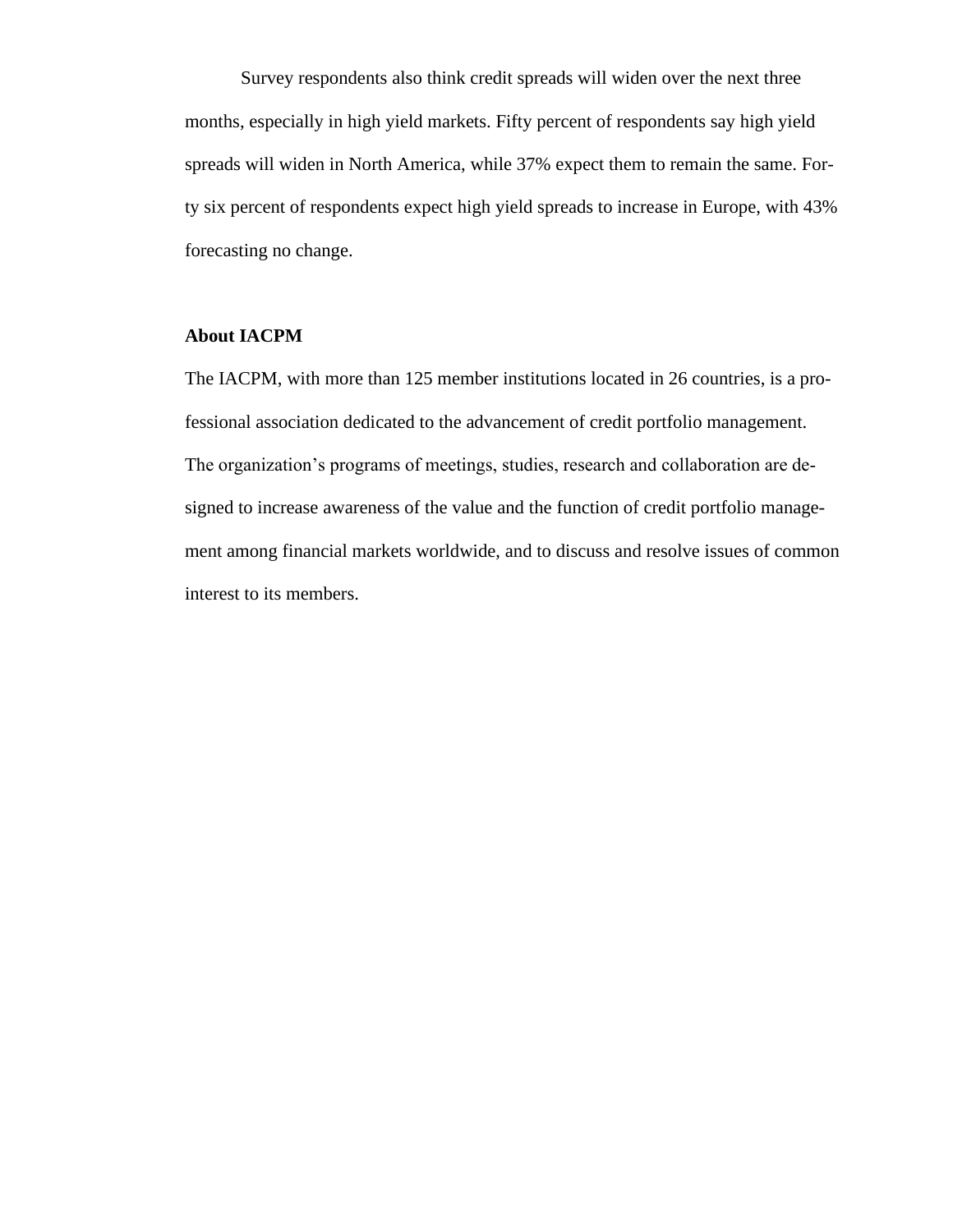Survey respondents also think credit spreads will widen over the next three months, especially in high yield markets. Fifty percent of respondents say high yield spreads will widen in North America, while 37% expect them to remain the same. Forty six percent of respondents expect high yield spreads to increase in Europe, with 43% forecasting no change.

**About IACPM**

The IACPM, with more than 125 member institutions located in 26 countries, is a professional association dedicated to the advancement of credit portfolio management. The organization's programs of meetings, studies, research and collaboration are designed to increase awareness of the value and the function of credit portfolio management among financial markets worldwide, and to discuss and resolve issues of common interest to its members.